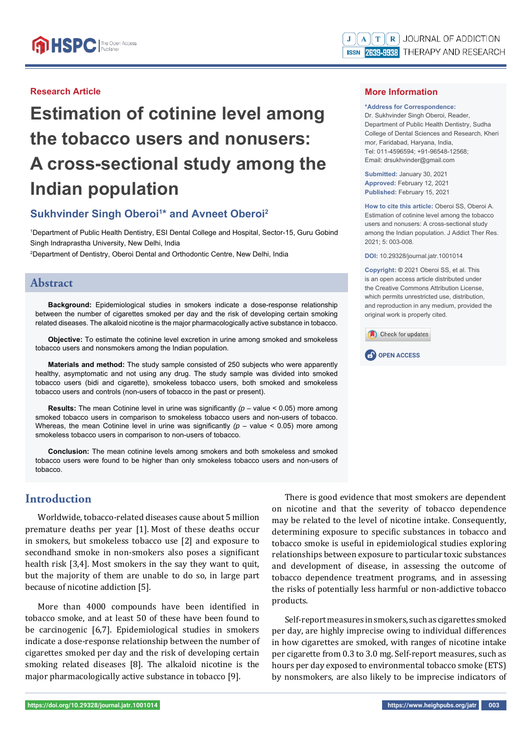Research Article

# Estimation of cotinine level among the tobacco users and nonusers: A cross-sectional study among the Indian population

**Sukhvinder Singh Oberoi[1]* and Avneet Oberoi[2]**

[1]Department of Public Health Dentistry, ESI Dental College and Hospital, Sector-15, Guru Gobind Singh Indraprastha University, New Delhi, India

[2]Department of Dentistry, Oberoi Dental and Orthodontic Centre, New Delhi, India

## More Information

***Address for Correspondence:** Dr. Sukhvinder Singh Oberoi, Reader, Department of Public Health Dentistry, Sudha College of Dental Sciences and Research, Kheri mor, Faridabad, Haryana, India, Tel: 011-4596594; +91-96548-12568; Email: drsukhvinder@gmail.com

**Submitted:** January 30, 2021
**Approved:** February 12, 2021
**Published:** February 15, 2021

**How to cite this article:** Oberoi SS, Oberoi A. Estimation of cotinine level among the tobacco users and nonusers: A cross-sectional study among the Indian population. J Addict Ther Res. 2021; 5: 003-008.

**DOI:** 10.29328/journal.jatr.1001014

**Copyright:** © 2021 Oberoi SS, et al. This is an open access article distributed under the Creative Commons Attribution License, which permits unrestricted use, distribution, and reproduction in any medium, provided the original work is properly cited.

OPEN ACCESS

## Abstract

**Background:** Epidemiological studies in smokers indicate a dose-response relationship between the number of cigarettes smoked per day and the risk of developing certain smoking related diseases. The alkaloid nicotine is the major pharmacologically active substance in tobacco.

**Objective:** To estimate the cotinine level excretion in urine among smoked and smokeless tobacco users and nonsmokers among the Indian population.

**Materials and method:** The study sample consisted of 250 subjects who were apparently healthy, asymptomatic and not using any drug. The study sample was divided into smoked tobacco users (bidi and cigarette), smokeless tobacco users, both smoked and smokeless tobacco users and controls (non-users of tobacco in the past or present).

**Results:** The mean Cotinine level in urine was significantly ($p$ – value < 0.05) more among smoked tobacco users in comparison to smokeless tobacco users and non-users of tobacco. Whereas, the mean Cotinine level in urine was significantly ($p$ – value < 0.05) more among smokeless tobacco users in comparison to non-users of tobacco.

**Conclusion:** The mean cotinine levels among smokers and both smokeless and smoked tobacco users were found to be higher than only smokeless tobacco users and non-users of tobacco.

## Introduction

Worldwide, tobacco-related diseases cause about 5 million premature deaths per year [1]. Most of these deaths occur in smokers, but smokeless tobacco use [2] and exposure to secondhand smoke in non-smokers also poses a significant health risk [3,4]. Most smokers in the say they want to quit, but the majority of them are unable to do so, in large part because of nicotine addiction [5].

More than 4000 compounds have been identified in tobacco smoke, and at least 50 of these have been found to be carcinogenic [6,7]. Epidemiological studies in smokers indicate a dose-response relationship between the number of cigarettes smoked per day and the risk of developing certain smoking related diseases [8]. The alkaloid nicotine is the major pharmacologically active substance in tobacco [9].

There is good evidence that most smokers are dependent on nicotine and that the severity of tobacco dependence may be related to the level of nicotine intake. Consequently, determining exposure to specific substances in tobacco and tobacco smoke is useful in epidemiological studies exploring relationships between exposure to particular toxic substances and development of disease, in assessing the outcome of tobacco dependence treatment programs, and in assessing the risks of potentially less harmful or non-addictive tobacco products.

Self-report measures in smokers, such as cigarettes smoked per day, are highly imprecise owing to individual differences in how cigarettes are smoked, with ranges of nicotine intake per cigarette from 0.3 to 3.0 mg. Self-report measures, such as hours per day exposed to environmental tobacco smoke (ETS) by nonsmokers, are also likely to be imprecise indicators of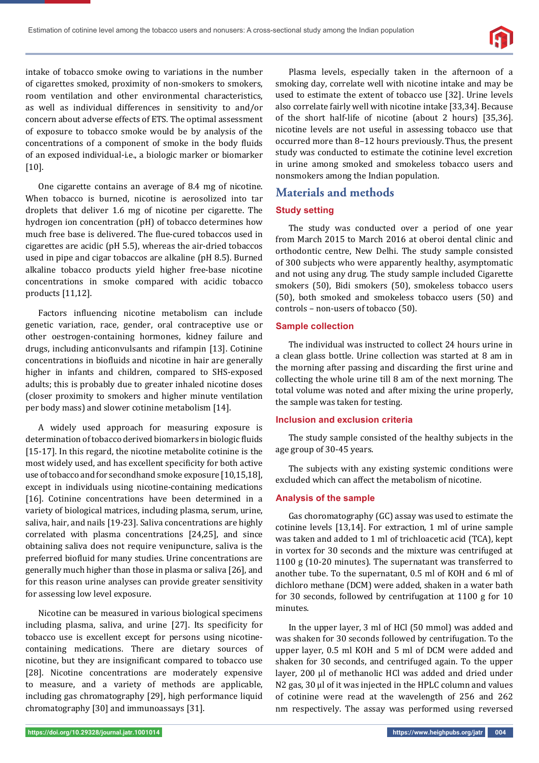intake of tobacco smoke owing to variations in the number of cigarettes smoked, proximity of non-smokers to smokers, room ventilation and other environmental characteristics, as well as individual differences in sensitivity to and/or concern about adverse effects of ETS. The optimal assessment of exposure to tobacco smoke would be by analysis of the concentrations of a component of smoke in the body fluids of an exposed individual-i.e., a biologic marker or biomarker [10].

One cigarette contains an average of 8.4 mg of nicotine. When tobacco is burned, nicotine is aerosolized into tar droplets that deliver 1.6 mg of nicotine per cigarette. The hydrogen ion concentration (pH) of tobacco determines how much free base is delivered. The flue-cured tobaccos used in cigarettes are acidic (pH 5.5), whereas the air-dried tobaccos used in pipe and cigar tobaccos are alkaline (pH 8.5). Burned alkaline tobacco products yield higher free-base nicotine concentrations in smoke compared with acidic tobacco products [11,12].

Factors influencing nicotine metabolism can include genetic variation, race, gender, oral contraceptive use or other oestrogen-containing hormones, kidney failure and drugs, including anticonvulsants and rifampin [13]. Cotinine concentrations in biofluids and nicotine in hair are generally higher in infants and children, compared to SHS-exposed adults; this is probably due to greater inhaled nicotine doses (closer proximity to smokers and higher minute ventilation per body mass) and slower cotinine metabolism [14].

A widely used approach for measuring exposure is determination of tobacco derived biomarkers in biologic fluids [15-17]. In this regard, the nicotine metabolite cotinine is the most widely used, and has excellent specificity for both active use of tobacco and for secondhand smoke exposure [10,15,18], except in individuals using nicotine-containing medications [16]. Cotinine concentrations have been determined in a variety of biological matrices, including plasma, serum, urine, saliva, hair, and nails [19-23]. Saliva concentrations are highly correlated with plasma concentrations [24,25], and since obtaining saliva does not require venipuncture, saliva is the preferred biofluid for many studies. Urine concentrations are generally much higher than those in plasma or saliva [26], and for this reason urine analyses can provide greater sensitivity for assessing low level exposure.

Nicotine can be measured in various biological specimens including plasma, saliva, and urine [27]. Its specificity for tobacco use is excellent except for persons using nicotine-containing medications. There are dietary sources of nicotine, but they are insignificant compared to tobacco use [28]. Nicotine concentrations are moderately expensive to measure, and a variety of methods are applicable, including gas chromatography [29], high performance liquid chromatography [30] and immunoassays [31].

Plasma levels, especially taken in the afternoon of a smoking day, correlate well with nicotine intake and may be used to estimate the extent of tobacco use [32]. Urine levels also correlate fairly well with nicotine intake [33,34]. Because of the short half-life of nicotine (about 2 hours) [35,36]. nicotine levels are not useful in assessing tobacco use that occurred more than 8–12 hours previously. Thus, the present study was conducted to estimate the cotinine level excretion in urine among smoked and smokeless tobacco users and nonsmokers among the Indian population.

## Materials and methods

### Study setting

The study was conducted over a period of one year from March 2015 to March 2016 at oberoi dental clinic and orthodontic centre, New Delhi. The study sample consisted of 300 subjects who were apparently healthy, asymptomatic and not using any drug. The study sample included Cigarette smokers (50), Bidi smokers (50), smokeless tobacco users (50), both smoked and smokeless tobacco users (50) and controls – non-users of tobacco (50).

### Sample collection

The individual was instructed to collect 24 hours urine in a clean glass bottle. Urine collection was started at 8 am in the morning after passing and discarding the first urine and collecting the whole urine till 8 am of the next morning. The total volume was noted and after mixing the urine properly, the sample was taken for testing.

### Inclusion and exclusion criteria

The study sample consisted of the healthy subjects in the age group of 30-45 years.

The subjects with any existing systemic conditions were excluded which can affect the metabolism of nicotine.

### Analysis of the sample

Gas choromatography (GC) assay was used to estimate the cotinine levels [13,14]. For extraction, 1 ml of urine sample was taken and added to 1 ml of trichloacetic acid (TCA), kept in vortex for 30 seconds and the mixture was centrifuged at 1100 g (10-20 minutes). The supernatant was transferred to another tube. To the supernatant, 0.5 ml of KOH and 6 ml of dichloro methane (DCM) were added, shaken in a water bath for 30 seconds, followed by centrifugation at 1100 g for 10 minutes.

In the upper layer, 3 ml of HCl (50 mmol) was added and was shaken for 30 seconds followed by centrifugation. To the upper layer, 0.5 ml KOH and 5 ml of DCM were added and shaken for 30 seconds, and centrifuged again. To the upper layer, 200 µl of methanolic HCl was added and dried under $N_2$ gas, 30 µl of it was injected in the HPLC column and values of cotinine were read at the wavelength of 256 and 262 nm respectively. The assay was performed using reversed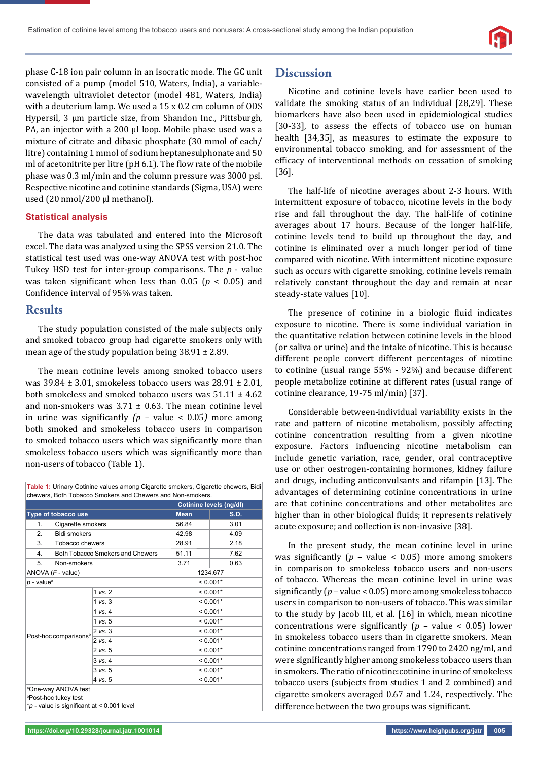phase C-18 ion pair column in an isocratic mode. The GC unit consisted of a pump (model 510, Waters, India), a variable-wavelength ultraviolet detector (model 481, Waters, India) with a deuterium lamp. We used a 15 x 0.2 cm column of ODS Hypersil, 3 µm particle size, from Shandon Inc., Pittsburgh, PA, an injector with a 200 µl loop. Mobile phase used was a mixture of citrate and dibasic phosphate (30 mmol of each/litre) containing 1 mmol of sodium heptanesulphonate and 50 ml of acetonitrite per litre (pH 6.1). The flow rate of the mobile phase was 0.3 ml/min and the column pressure was 3000 psi. Respective nicotine and cotinine standards (Sigma, USA) were used (20 nmol/200 µl methanol).

### Statistical analysis

The data was tabulated and entered into the Microsoft excel. The data was analyzed using the SPSS version 21.0. The statistical test used was one-way ANOVA test with post-hoc Tukey HSD test for inter-group comparisons. The *p* - value was taken significant when less than 0.05 ($p < 0.05$) and Confidence interval of 95% was taken.

## Results

The study population consisted of the male subjects only and smoked tobacco group had cigarette smokers only with mean age of the study population being 38.91 ± 2.89.

The mean cotinine levels among smoked tobacco users was 39.84 ± 3.01, smokeless tobacco users was 28.91 ± 2.01, both smokeless and smoked tobacco users was 51.11 ± 4.62 and non-smokers was 3.71 ± 0.63. The mean cotinine level in urine was significantly *(p – value < 0.05)* more among both smoked and smokeless tobacco users in comparison to smoked tobacco users which was significantly more than smokeless tobacco users which was significantly more than non-users of tobacco (Table 1).

**Table 1:** Urinary Cotinine values among Cigarette smokers, Cigarette chewers, Bidi chewers, Both Tobacco Smokers and Chewers and Non-smokers.

| Type of tobacco use | | Cotinine levels (ng/dl) Mean | S.D. |
|---|---|---|---|
| 1. | Cigarette smokers | 56.84 | 3.01 |
| 2. | Bidi smokers | 42.98 | 4.09 |
| 3. | Tobacco chewers | 28.91 | 2.18 |
| 4. | Both Tobacco Smokers and Chewers | 51.11 | 7.62 |
| 5. | Non-smokers | 3.71 | 0.63 |
| ANOVA (*F* - value) | | 1234.677 | |
| *p* - value[a] | | < 0.001* | |
| Post-hoc comparisons[b] | 1 *vs.* 2 | < 0.001* | |
| | 1 *vs.* 3 | < 0.001* | |
| | 1 *vs.* 4 | < 0.001* | |
| | 1 *vs.* 5 | < 0.001* | |
| | 2 *vs.* 3 | < 0.001* | |
| | 2 *vs.* 4 | < 0.001* | |
| | 2 *vs.* 5 | < 0.001* | |
| | 3 *vs.* 4 | < 0.001* | |
| | 3 *vs.* 5 | < 0.001* | |
| | 4 *vs.* 5 | < 0.001* | |

[a]One-way ANOVA test
[b]Post-hoc tukey test
**p* - value is significant at < 0.001 level

## Discussion

Nicotine and cotinine levels have earlier been used to validate the smoking status of an individual [28,29]. These biomarkers have also been used in epidemiological studies [30-33], to assess the effects of tobacco use on human health [34,35], as measures to estimate the exposure to environmental tobacco smoking, and for assessment of the efficacy of interventional methods on cessation of smoking [36].

The half-life of nicotine averages about 2-3 hours. With intermittent exposure of tobacco, nicotine levels in the body rise and fall throughout the day. The half-life of cotinine averages about 17 hours. Because of the longer half-life, cotinine levels tend to build up throughout the day, and cotinine is eliminated over a much longer period of time compared with nicotine. With intermittent nicotine exposure such as occurs with cigarette smoking, cotinine levels remain relatively constant throughout the day and remain at near steady-state values [10].

The presence of cotinine in a biologic fluid indicates exposure to nicotine. There is some individual variation in the quantitative relation between cotinine levels in the blood (or saliva or urine) and the intake of nicotine. This is because different people convert different percentages of nicotine to cotinine (usual range 55% - 92%) and because different people metabolize cotinine at different rates (usual range of cotinine clearance, 19-75 ml/min) [37].

Considerable between-individual variability exists in the rate and pattern of nicotine metabolism, possibly affecting cotinine concentration resulting from a given nicotine exposure. Factors influencing nicotine metabolism can include genetic variation, race, gender, oral contraceptive use or other oestrogen-containing hormones, kidney failure and drugs, including anticonvulsants and rifampin [13]. The advantages of determining cotinine concentrations in urine are that cotinine concentrations and other metabolites are higher than in other biological fluids; it represents relatively acute exposure; and collection is non-invasive [38].

In the present study, the mean cotinine level in urine was significantly (*p* – value < 0.05) more among smokers in comparison to smokeless tobacco users and non-users of tobacco. Whereas the mean cotinine level in urine was significantly (*p* – value < 0.05) more among smokeless tobacco users in comparison to non-users of tobacco. This was similar to the study by Jacob III, et al. [16] in which, mean nicotine concentrations were significantly (*p* – value < 0.05) lower in smokeless tobacco users than in cigarette smokers. Mean cotinine concentrations ranged from 1790 to 2420 ng/ml, and were significantly higher among smokeless tobacco users than in smokers. The ratio of nicotine:cotinine in urine of smokeless tobacco users (subjects from studies 1 and 2 combined) and cigarette smokers averaged 0.67 and 1.24, respectively. The difference between the two groups was significant.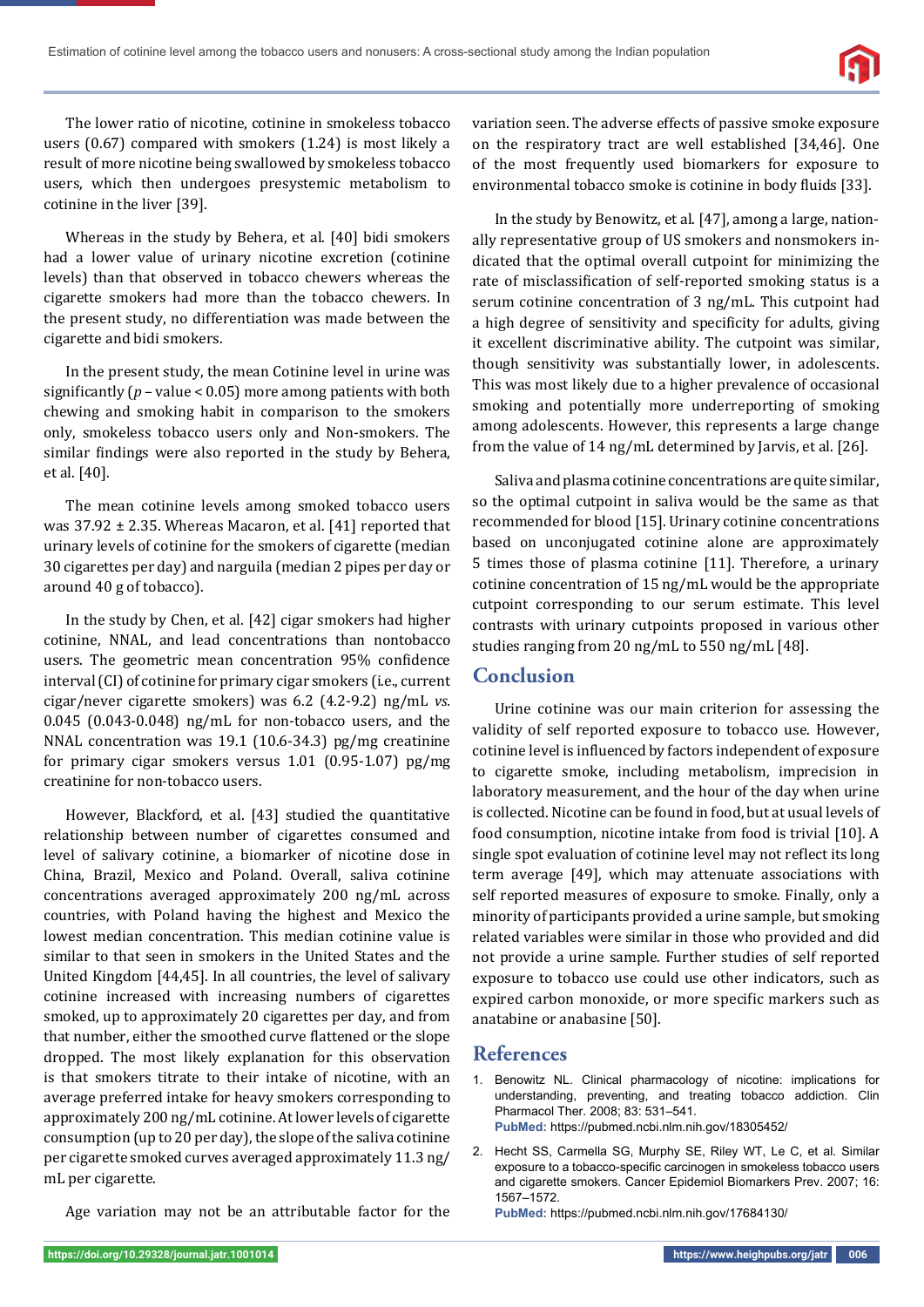The lower ratio of nicotine, cotinine in smokeless tobacco users (0.67) compared with smokers (1.24) is most likely a result of more nicotine being swallowed by smokeless tobacco users, which then undergoes presystemic metabolism to cotinine in the liver [39].

Whereas in the study by Behera, et al. [40] bidi smokers had a lower value of urinary nicotine excretion (cotinine levels) than that observed in tobacco chewers whereas the cigarette smokers had more than the tobacco chewers. In the present study, no differentiation was made between the cigarette and bidi smokers.

In the present study, the mean Cotinine level in urine was significantly ($p$ – value < 0.05) more among patients with both chewing and smoking habit in comparison to the smokers only, smokeless tobacco users only and Non-smokers. The similar findings were also reported in the study by Behera, et al. [40].

The mean cotinine levels among smoked tobacco users was 37.92 ± 2.35. Whereas Macaron, et al. [41] reported that urinary levels of cotinine for the smokers of cigarette (median 30 cigarettes per day) and narguila (median 2 pipes per day or around 40 g of tobacco).

In the study by Chen, et al. [42] cigar smokers had higher cotinine, NNAL, and lead concentrations than nontobacco users. The geometric mean concentration 95% confidence interval (CI) of cotinine for primary cigar smokers (i.e., current cigar/never cigarette smokers) was 6.2 (4.2-9.2) ng/mL *vs.* 0.045 (0.043-0.048) ng/mL for non-tobacco users, and the NNAL concentration was 19.1 (10.6-34.3) pg/mg creatinine for primary cigar smokers versus 1.01 (0.95-1.07) pg/mg creatinine for non-tobacco users.

However, Blackford, et al. [43] studied the quantitative relationship between number of cigarettes consumed and level of salivary cotinine, a biomarker of nicotine dose in China, Brazil, Mexico and Poland. Overall, saliva cotinine concentrations averaged approximately 200 ng/mL across countries, with Poland having the highest and Mexico the lowest median concentration. This median cotinine value is similar to that seen in smokers in the United States and the United Kingdom [44,45]. In all countries, the level of salivary cotinine increased with increasing numbers of cigarettes smoked, up to approximately 20 cigarettes per day, and from that number, either the smoothed curve flattened or the slope dropped. The most likely explanation for this observation is that smokers titrate to their intake of nicotine, with an average preferred intake for heavy smokers corresponding to approximately 200 ng/mL cotinine. At lower levels of cigarette consumption (up to 20 per day), the slope of the saliva cotinine per cigarette smoked curves averaged approximately 11.3 ng/mL per cigarette.

Age variation may not be an attributable factor for the variation seen. The adverse effects of passive smoke exposure on the respiratory tract are well established [34,46]. One of the most frequently used biomarkers for exposure to environmental tobacco smoke is cotinine in body fluids [33].

In the study by Benowitz, et al. [47], among a large, nationally representative group of US smokers and nonsmokers indicated that the optimal overall cutpoint for minimizing the rate of misclassification of self-reported smoking status is a serum cotinine concentration of 3 ng/mL. This cutpoint had a high degree of sensitivity and specificity for adults, giving it excellent discriminative ability. The cutpoint was similar, though sensitivity was substantially lower, in adolescents. This was most likely due to a higher prevalence of occasional smoking and potentially more underreporting of smoking among adolescents. However, this represents a large change from the value of 14 ng/mL determined by Jarvis, et al. [26].

Saliva and plasma cotinine concentrations are quite similar, so the optimal cutpoint in saliva would be the same as that recommended for blood [15]. Urinary cotinine concentrations based on unconjugated cotinine alone are approximately 5 times those of plasma cotinine [11]. Therefore, a urinary cotinine concentration of 15 ng/mL would be the appropriate cutpoint corresponding to our serum estimate. This level contrasts with urinary cutpoints proposed in various other studies ranging from 20 ng/mL to 550 ng/mL [48].

## Conclusion

Urine cotinine was our main criterion for assessing the validity of self reported exposure to tobacco use. However, cotinine level is influenced by factors independent of exposure to cigarette smoke, including metabolism, imprecision in laboratory measurement, and the hour of the day when urine is collected. Nicotine can be found in food, but at usual levels of food consumption, nicotine intake from food is trivial [10]. A single spot evaluation of cotinine level may not reflect its long term average [49], which may attenuate associations with self reported measures of exposure to smoke. Finally, only a minority of participants provided a urine sample, but smoking related variables were similar in those who provided and did not provide a urine sample. Further studies of self reported exposure to tobacco use could use other indicators, such as expired carbon monoxide, or more specific markers such as anatabine or anabasine [50].

## References

1. Benowitz NL. Clinical pharmacology of nicotine: implications for understanding, preventing, and treating tobacco addiction. Clin Pharmacol Ther. 2008; 83: 531–541.
**PubMed:** https://pubmed.ncbi.nlm.nih.gov/18305452/

2. Hecht SS, Carmella SG, Murphy SE, Riley WT, Le C, et al. Similar exposure to a tobacco-specific carcinogen in smokeless tobacco users and cigarette smokers. Cancer Epidemiol Biomarkers Prev. 2007; 16: 1567–1572.
**PubMed:** https://pubmed.ncbi.nlm.nih.gov/17684130/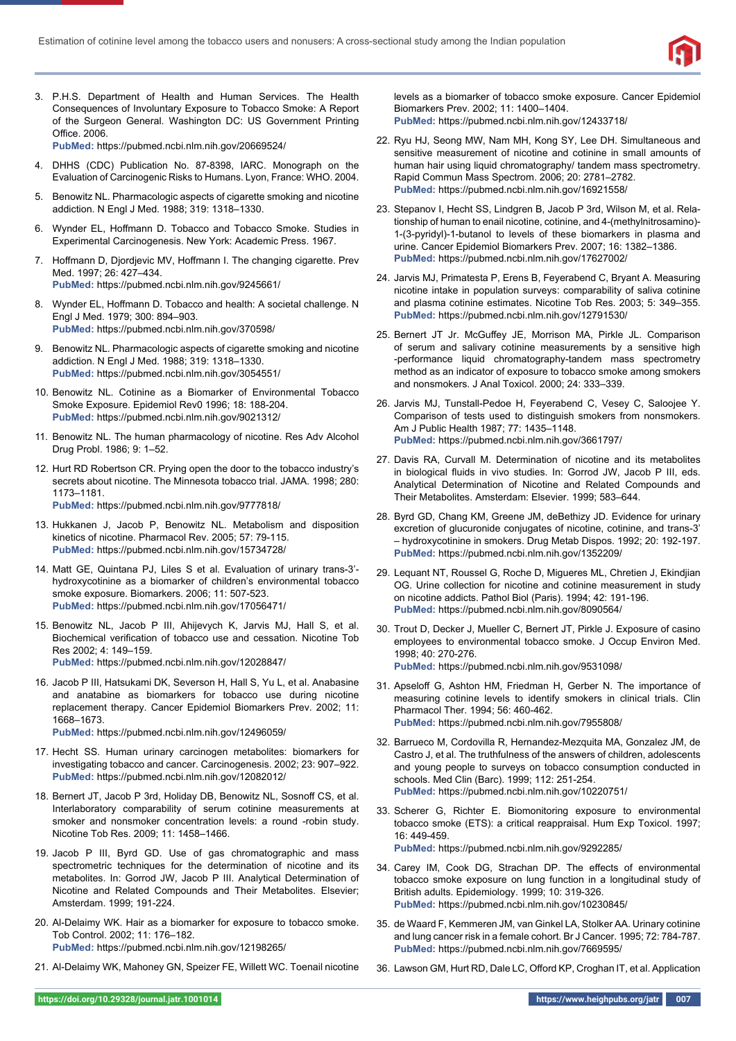3. P.H.S. Department of Health and Human Services. The Health Consequences of Involuntary Exposure to Tobacco Smoke: A Report of the Surgeon General. Washington DC: US Government Printing Office. 2006.
   **PubMed:** https://pubmed.ncbi.nlm.nih.gov/20669524/

4. DHHS (CDC) Publication No. 87-8398, IARC. Monograph on the Evaluation of Carcinogenic Risks to Humans. Lyon, France: WHO. 2004.

5. Benowitz NL. Pharmacologic aspects of cigarette smoking and nicotine addiction. N Engl J Med. 1988; 319: 1318–1330.

6. Wynder EL, Hoffmann D. Tobacco and Tobacco Smoke. Studies in Experimental Carcinogenesis. New York: Academic Press. 1967.

7. Hoffmann D, Djordjevic MV, Hoffmann I. The changing cigarette. Prev Med. 1997; 26: 427–434.
   **PubMed:** https://pubmed.ncbi.nlm.nih.gov/9245661/

8. Wynder EL, Hoffmann D. Tobacco and health: A societal challenge. N Engl J Med. 1979; 300: 894–903.
   **PubMed:** https://pubmed.ncbi.nlm.nih.gov/370598/

9. Benowitz NL. Pharmacologic aspects of cigarette smoking and nicotine addiction. N Engl J Med. 1988; 319: 1318–1330.
   **PubMed:** https://pubmed.ncbi.nlm.nih.gov/3054551/

10. Benowitz NL. Cotinine as a Biomarker of Environmental Tobacco Smoke Exposure. Epidemiol Rev0 1996; 18: 188-204.
    **PubMed:** https://pubmed.ncbi.nlm.nih.gov/9021312/

11. Benowitz NL. The human pharmacology of nicotine. Res Adv Alcohol Drug Probl. 1986; 9: 1–52.

12. Hurt RD Robertson CR. Prying open the door to the tobacco industry's secrets about nicotine. The Minnesota tobacco trial. JAMA. 1998; 280: 1173–1181.
    **PubMed:** https://pubmed.ncbi.nlm.nih.gov/9777818/

13. Hukkanen J, Jacob P, Benowitz NL. Metabolism and disposition kinetics of nicotine. Pharmacol Rev. 2005; 57: 79-115.
    **PubMed:** https://pubmed.ncbi.nlm.nih.gov/15734728/

14. Matt GE, Quintana PJ, Liles S et al. Evaluation of urinary trans-3'-hydroxycotinine as a biomarker of children's environmental tobacco smoke exposure. Biomarkers. 2006; 11: 507-523.
    **PubMed:** https://pubmed.ncbi.nlm.nih.gov/17056471/

15. Benowitz NL, Jacob P III, Ahijevych K, Jarvis MJ, Hall S, et al. Biochemical verification of tobacco use and cessation. Nicotine Tob Res 2002; 4: 149–159.
    **PubMed:** https://pubmed.ncbi.nlm.nih.gov/12028847/

16. Jacob P III, Hatsukami DK, Severson H, Hall S, Yu L, et al. Anabasine and anatabine as biomarkers for tobacco use during nicotine replacement therapy. Cancer Epidemiol Biomarkers Prev. 2002; 11: 1668–1673.
    **PubMed:** https://pubmed.ncbi.nlm.nih.gov/12496059/

17. Hecht SS. Human urinary carcinogen metabolites: biomarkers for investigating tobacco and cancer. Carcinogenesis. 2002; 23: 907–922.
    **PubMed:** https://pubmed.ncbi.nlm.nih.gov/12082012/

18. Bernert JT, Jacob P 3rd, Holiday DB, Benowitz NL, Sosnoff CS, et al. Interlaboratory comparability of serum cotinine measurements at smoker and nonsmoker concentration levels: a round -robin study. Nicotine Tob Res. 2009; 11: 1458–1466.

19. Jacob P III, Byrd GD. Use of gas chromatographic and mass spectrometric techniques for the determination of nicotine and its metabolites. In: Gorrod JW, Jacob P III. Analytical Determination of Nicotine and Related Compounds and Their Metabolites. Elsevier; Amsterdam. 1999; 191-224.

20. Al-Delaimy WK. Hair as a biomarker for exposure to tobacco smoke. Tob Control. 2002; 11: 176–182.
    **PubMed:** https://pubmed.ncbi.nlm.nih.gov/12198265/

21. Al-Delaimy WK, Mahoney GN, Speizer FE, Willett WC. Toenail nicotine levels as a biomarker of tobacco smoke exposure. Cancer Epidemiol Biomarkers Prev. 2002; 11: 1400–1404.
    **PubMed:** https://pubmed.ncbi.nlm.nih.gov/12433718/

22. Ryu HJ, Seong MW, Nam MH, Kong SY, Lee DH. Simultaneous and sensitive measurement of nicotine and cotinine in small amounts of human hair using liquid chromatography/ tandem mass spectrometry. Rapid Commun Mass Spectrom. 2006; 20: 2781–2782.
    **PubMed:** https://pubmed.ncbi.nlm.nih.gov/16921558/

23. Stepanov I, Hecht SS, Lindgren B, Jacob P 3rd, Wilson M, et al. Relationship of human to enail nicotine, cotinine, and 4-(methylnitrosamino)-1-(3-pyridyl)-1-butanol to levels of these biomarkers in plasma and urine. Cancer Epidemiol Biomarkers Prev. 2007; 16: 1382–1386.
    **PubMed:** https://pubmed.ncbi.nlm.nih.gov/17627002/

24. Jarvis MJ, Primatesta P, Erens B, Feyerabend C, Bryant A. Measuring nicotine intake in population surveys: comparability of saliva cotinine and plasma cotinine estimates. Nicotine Tob Res. 2003; 5: 349–355.
    **PubMed:** https://pubmed.ncbi.nlm.nih.gov/12791530/

25. Bernert JT Jr. McGuffey JE, Morrison MA, Pirkle JL. Comparison of serum and salivary cotinine measurements by a sensitive high -performance liquid chromatography-tandem mass spectrometry method as an indicator of exposure to tobacco smoke among smokers and nonsmokers. J Anal Toxicol. 2000; 24: 333–339.

26. Jarvis MJ, Tunstall-Pedoe H, Feyerabend C, Vesey C, Saloojee Y. Comparison of tests used to distinguish smokers from nonsmokers. Am J Public Health 1987; 77: 1435–1148.
    **PubMed:** https://pubmed.ncbi.nlm.nih.gov/3661797/

27. Davis RA, Curvall M. Determination of nicotine and its metabolites in biological fluids in vivo studies. In: Gorrod JW, Jacob P III, eds. Analytical Determination of Nicotine and Related Compounds and Their Metabolites. Amsterdam: Elsevier. 1999; 583–644.

28. Byrd GD, Chang KM, Greene JM, deBethizy JD. Evidence for urinary excretion of glucuronide conjugates of nicotine, cotinine, and trans-3' – hydroxycotinine in smokers. Drug Metab Dispos. 1992; 20: 192-197.
    **PubMed:** https://pubmed.ncbi.nlm.nih.gov/1352209/

29. Lequant NT, Roussel G, Roche D, Migueres ML, Chretien J, Ekindjian OG. Urine collection for nicotine and cotinine measurement in study on nicotine addicts. Pathol Biol (Paris). 1994; 42: 191-196.
    **PubMed:** https://pubmed.ncbi.nlm.nih.gov/8090564/

30. Trout D, Decker J, Mueller C, Bernert JT, Pirkle J. Exposure of casino employees to environmental tobacco smoke. J Occup Environ Med. 1998; 40: 270-276.
    **PubMed:** https://pubmed.ncbi.nlm.nih.gov/9531098/

31. Apseloff G, Ashton HM, Friedman H, Gerber N. The importance of measuring cotinine levels to identify smokers in clinical trials. Clin Pharmacol Ther. 1994; 56: 460-462.
    **PubMed:** https://pubmed.ncbi.nlm.nih.gov/7955808/

32. Barrueco M, Cordovilla R, Hernandez-Mezquita MA, Gonzalez JM, de Castro J, et al. The truthfulness of the answers of children, adolescents and young people to surveys on tobacco consumption conducted in schools. Med Clin (Barc). 1999; 112: 251-254.
    **PubMed:** https://pubmed.ncbi.nlm.nih.gov/10220751/

33. Scherer G, Richter E. Biomonitoring exposure to environmental tobacco smoke (ETS): a critical reappraisal. Hum Exp Toxicol. 1997; 16: 449-459.
    **PubMed:** https://pubmed.ncbi.nlm.nih.gov/9292285/

34. Carey IM, Cook DG, Strachan DP. The effects of environmental tobacco smoke exposure on lung function in a longitudinal study of British adults. Epidemiology. 1999; 10: 319-326.
    **PubMed:** https://pubmed.ncbi.nlm.nih.gov/10230845/

35. de Waard F, Kemmeren JM, van Ginkel LA, Stolker AA. Urinary cotinine and lung cancer risk in a female cohort. Br J Cancer. 1995; 72: 784-787.
    **PubMed:** https://pubmed.ncbi.nlm.nih.gov/7669595/

36. Lawson GM, Hurt RD, Dale LC, Offord KP, Croghan IT, et al. Application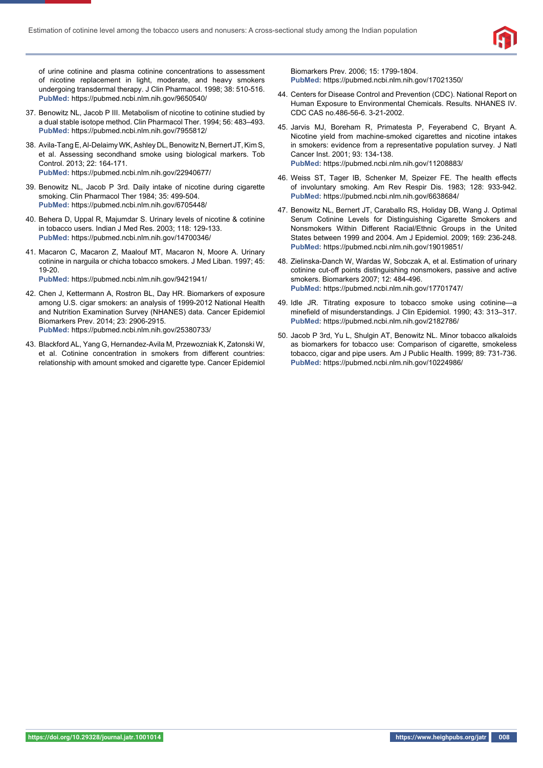of urine cotinine and plasma cotinine concentrations to assessment of nicotine replacement in light, moderate, and heavy smokers undergoing transdermal therapy. J Clin Pharmacol. 1998; 38: 510-516. **PubMed:** https://pubmed.ncbi.nlm.nih.gov/9650540/

37. Benowitz NL, Jacob P III. Metabolism of nicotine to cotinine studied by a dual stable isotope method. Clin Pharmacol Ther. 1994; 56: 483–493. **PubMed:** https://pubmed.ncbi.nlm.nih.gov/7955812/

38. Avila-Tang E, Al-Delaimy WK, Ashley DL, Benowitz N, Bernert JT, Kim S, et al. Assessing secondhand smoke using biological markers. Tob Control. 2013; 22: 164-171. **PubMed:** https://pubmed.ncbi.nlm.nih.gov/22940677/

39. Benowitz NL, Jacob P 3rd. Daily intake of nicotine during cigarette smoking. Clin Pharmacol Ther 1984; 35: 499-504. **PubMed:** https://pubmed.ncbi.nlm.nih.gov/6705448/

40. Behera D, Uppal R, Majumdar S. Urinary levels of nicotine & cotinine in tobacco users. Indian J Med Res. 2003; 118: 129-133. **PubMed:** https://pubmed.ncbi.nlm.nih.gov/14700346/

41. Macaron C, Macaron Z, Maalouf MT, Macaron N, Moore A. Urinary cotinine in narguila or chicha tobacco smokers. J Med Liban. 1997; 45: 19-20. **PubMed:** https://pubmed.ncbi.nlm.nih.gov/9421941/

42. Chen J, Kettermann A, Rostron BL, Day HR. Biomarkers of exposure among U.S. cigar smokers: an analysis of 1999-2012 National Health and Nutrition Examination Survey (NHANES) data. Cancer Epidemiol Biomarkers Prev. 2014; 23: 2906-2915. **PubMed:** https://pubmed.ncbi.nlm.nih.gov/25380733/

43. Blackford AL, Yang G, Hernandez-Avila M, Przewozniak K, Zatonski W, et al. Cotinine concentration in smokers from different countries: relationship with amount smoked and cigarette type. Cancer Epidemiol Biomarkers Prev. 2006; 15: 1799-1804. **PubMed:** https://pubmed.ncbi.nlm.nih.gov/17021350/

44. Centers for Disease Control and Prevention (CDC). National Report on Human Exposure to Environmental Chemicals. Results. NHANES IV. CDC CAS no.486-56-6. 3-21-2002.

45. Jarvis MJ, Boreham R, Primatesta P, Feyerabend C, Bryant A. Nicotine yield from machine-smoked cigarettes and nicotine intakes in smokers: evidence from a representative population survey. J Natl Cancer Inst. 2001; 93: 134-138. **PubMed:** https://pubmed.ncbi.nlm.nih.gov/11208883/

46. Weiss ST, Tager IB, Schenker M, Speizer FE. The health effects of involuntary smoking. Am Rev Respir Dis. 1983; 128: 933-942. **PubMed:** https://pubmed.ncbi.nlm.nih.gov/6638684/

47. Benowitz NL, Bernert JT, Caraballo RS, Holiday DB, Wang J. Optimal Serum Cotinine Levels for Distinguishing Cigarette Smokers and Nonsmokers Within Different Racial/Ethnic Groups in the United States between 1999 and 2004. Am J Epidemiol. 2009; 169: 236-248. **PubMed:** https://pubmed.ncbi.nlm.nih.gov/19019851/

48. Zielinska-Danch W, Wardas W, Sobczak A, et al. Estimation of urinary cotinine cut-off points distinguishing nonsmokers, passive and active smokers. Biomarkers 2007; 12: 484-496. **PubMed:** https://pubmed.ncbi.nlm.nih.gov/17701747/

49. Idle JR. Titrating exposure to tobacco smoke using cotinine—a minefield of misunderstandings. J Clin Epidemiol. 1990; 43: 313–317. **PubMed:** https://pubmed.ncbi.nlm.nih.gov/2182786/

50. Jacob P 3rd, Yu L, Shulgin AT, Benowitz NL. Minor tobacco alkaloids as biomarkers for tobacco use: Comparison of cigarette, smokeless tobacco, cigar and pipe users. Am J Public Health. 1999; 89: 731-736. **PubMed:** https://pubmed.ncbi.nlm.nih.gov/10224986/